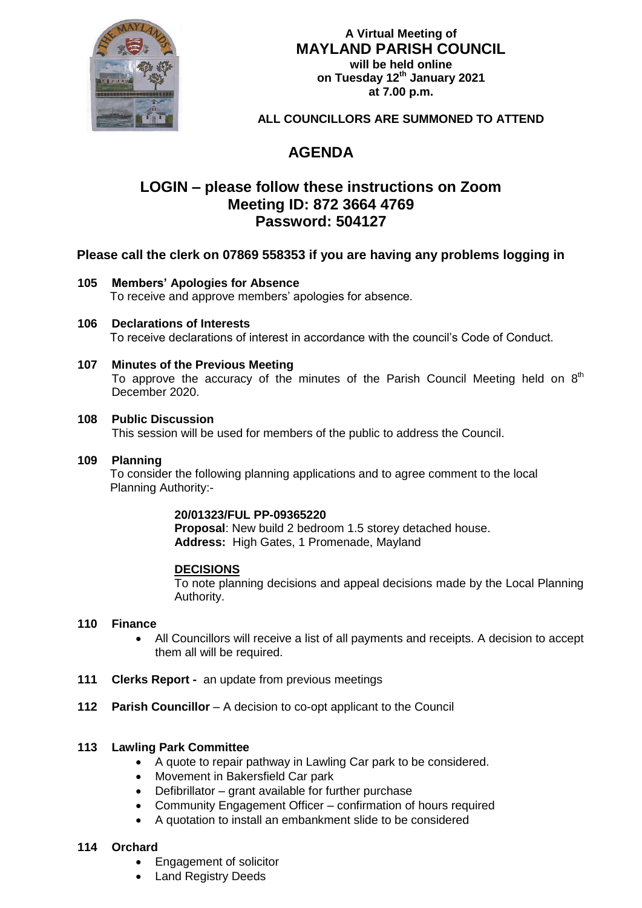**A Virtual Meeting of**

# MAYLAND PARISH COUNCIL

**will be held online**
**on Tuesday 12th January 2021**
**at 7.00 p.m.**

**ALL COUNCILLORS ARE SUMMONED TO ATTEND**

# AGENDA

## LOGIN – please follow these instructions on Zoom
## Meeting ID: 872 3664 4769
## Password: 504127

**Please call the clerk on 07869 558353 if you are having any problems logging in**

**105 Members' Apologies for Absence**
To receive and approve members' apologies for absence.

**106 Declarations of Interests**
To receive declarations of interest in accordance with the council's Code of Conduct.

**107 Minutes of the Previous Meeting**
To approve the accuracy of the minutes of the Parish Council Meeting held on 8th December 2020.

**108 Public Discussion**
This session will be used for members of the public to address the Council.

**109 Planning**
To consider the following planning applications and to agree comment to the local Planning Authority:-

**20/01323/FUL PP-09365220**
**Proposal**: New build 2 bedroom 1.5 storey detached house.
**Address:** High Gates, 1 Promenade, Mayland

**DECISIONS**
To note planning decisions and appeal decisions made by the Local Planning Authority.

**110 Finance**

- All Councillors will receive a list of all payments and receipts. A decision to accept them all will be required.

**111 Clerks Report -** an update from previous meetings

**112 Parish Councillor** – A decision to co-opt applicant to the Council

**113 Lawling Park Committee**

- A quote to repair pathway in Lawling Car park to be considered.
- Movement in Bakersfield Car park
- Defibrillator – grant available for further purchase
- Community Engagement Officer – confirmation of hours required
- A quotation to install an embankment slide to be considered

**114 Orchard**

- Engagement of solicitor
- Land Registry Deeds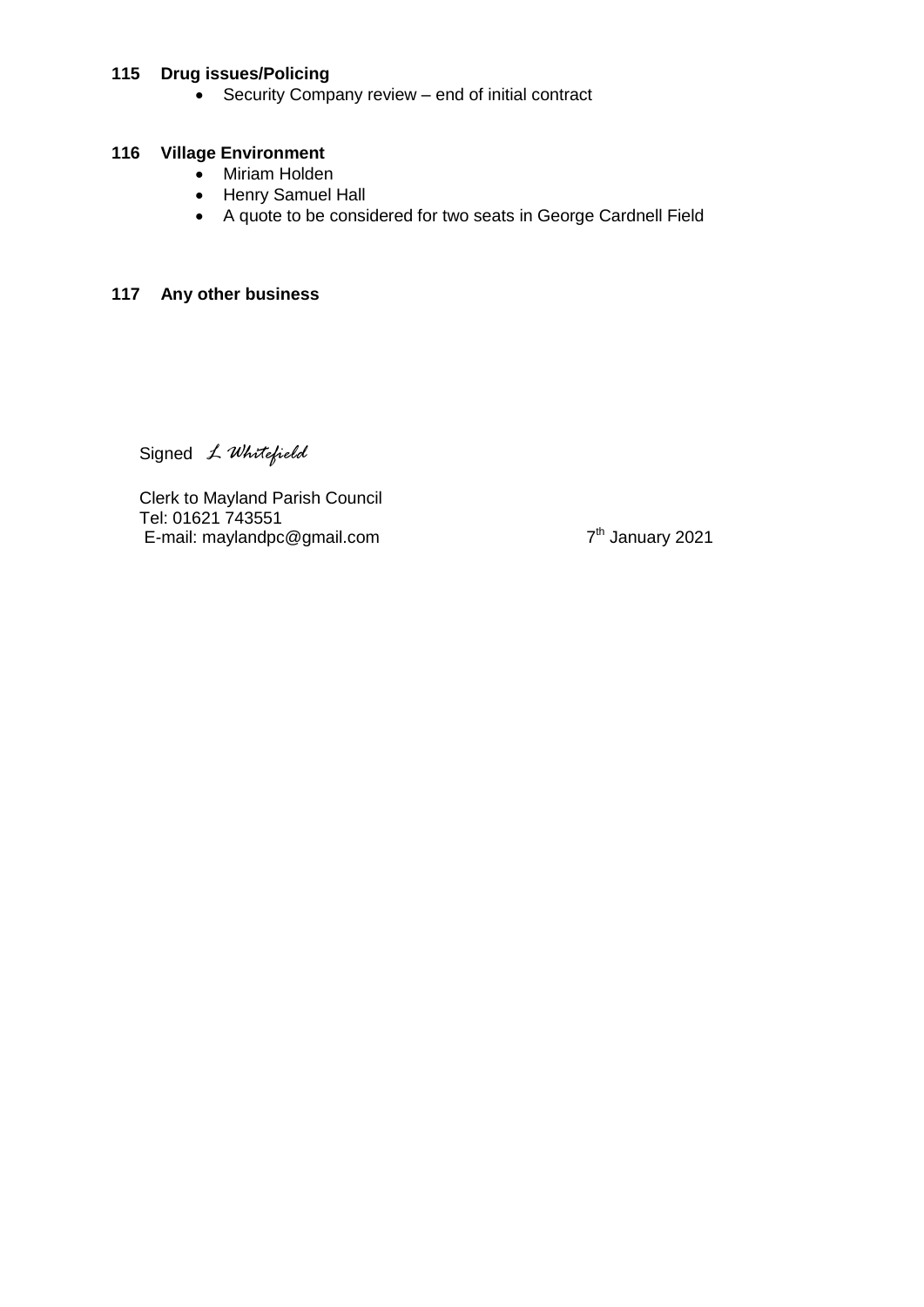**115 Drug issues/Policing**

- Security Company review – end of initial contract

**116 Village Environment**

- Miriam Holden
- Henry Samuel Hall
- A quote to be considered for two seats in George Cardnell Field

**117 Any other business**

Signed *L Whitefield*

Clerk to Mayland Parish Council
Tel: 01621 743551
E-mail: maylandpc@gmail.com

7th January 2021